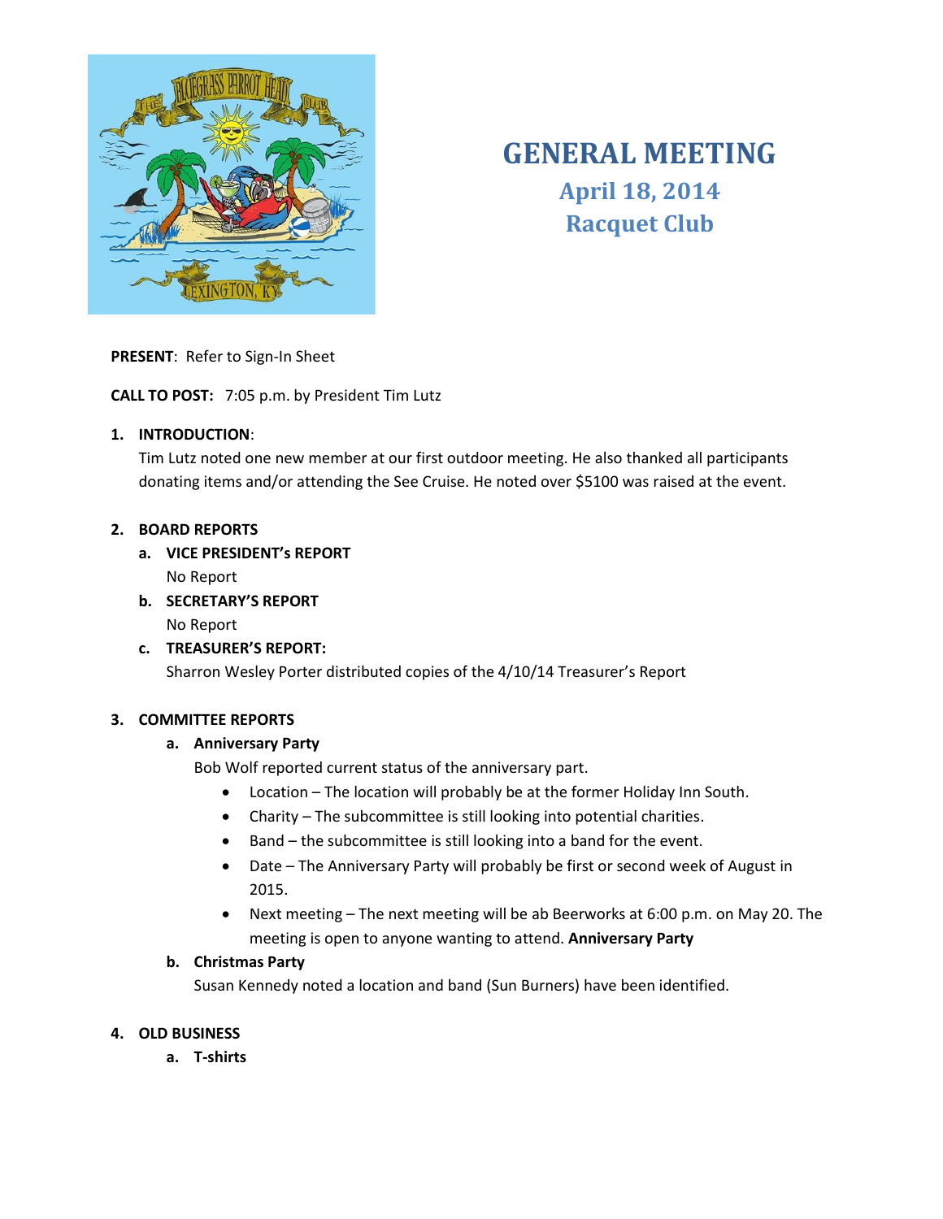# GENERAL MEETING
## April 18, 2014
## Racquet Club

**PRESENT**: Refer to Sign-In Sheet

**CALL TO POST:** 7:05 p.m. by President Tim Lutz

1. **INTRODUCTION**:
   Tim Lutz noted one new member at our first outdoor meeting. He also thanked all participants donating items and/or attending the See Cruise. He noted over $5100 was raised at the event.

2. **BOARD REPORTS**
   a. **VICE PRESIDENT's REPORT**
      No Report
   b. **SECRETARY'S REPORT**
      No Report
   c. **TREASURER'S REPORT:**
      Sharron Wesley Porter distributed copies of the 4/10/14 Treasurer's Report

3. **COMMITTEE REPORTS**
   a. **Anniversary Party**
      Bob Wolf reported current status of the anniversary part.
      - Location – The location will probably be at the former Holiday Inn South.
      - Charity – The subcommittee is still looking into potential charities.
      - Band – the subcommittee is still looking into a band for the event.
      - Date – The Anniversary Party will probably be first or second week of August in 2015.
      - Next meeting – The next meeting will be ab Beerworks at 6:00 p.m. on May 20. The meeting is open to anyone wanting to attend. **Anniversary Party**
   b. **Christmas Party**
      Susan Kennedy noted a location and band (Sun Burners) have been identified.

4. **OLD BUSINESS**
   a. **T-shirts**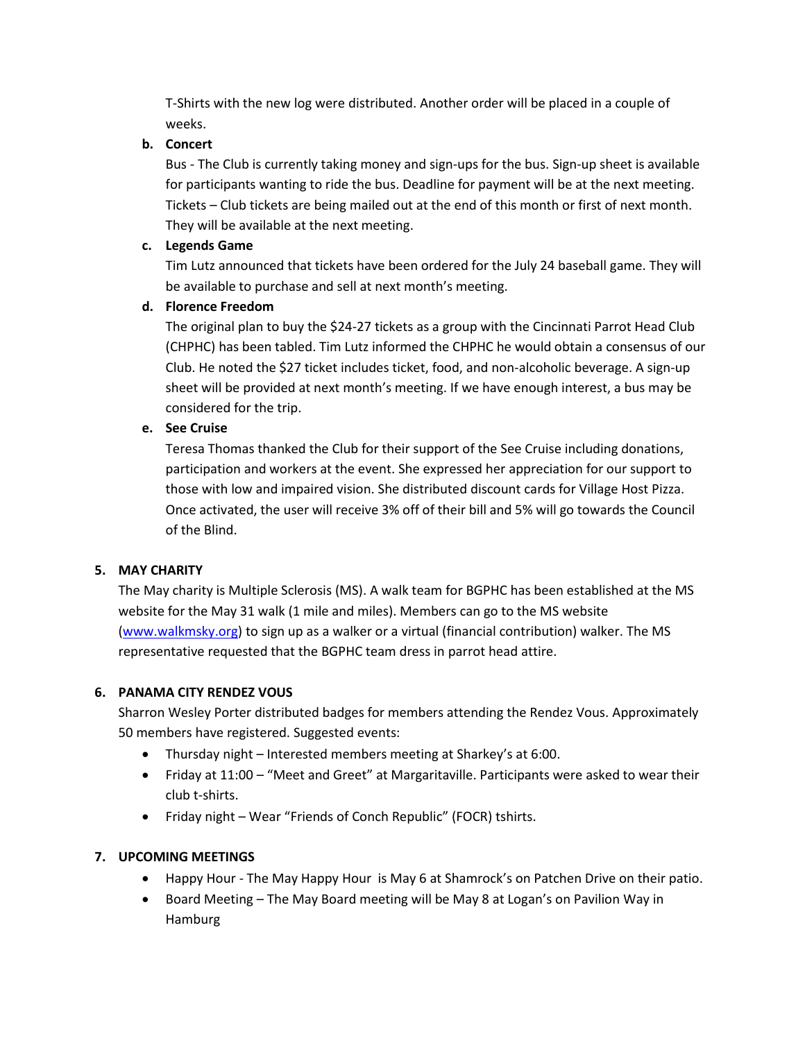T-Shirts with the new log were distributed. Another order will be placed in a couple of weeks.

**b. Concert**

Bus - The Club is currently taking money and sign-ups for the bus. Sign-up sheet is available for participants wanting to ride the bus. Deadline for payment will be at the next meeting. Tickets – Club tickets are being mailed out at the end of this month or first of next month. They will be available at the next meeting.

**c. Legends Game**

Tim Lutz announced that tickets have been ordered for the July 24 baseball game. They will be available to purchase and sell at next month's meeting.

**d. Florence Freedom**

The original plan to buy the $24-27 tickets as a group with the Cincinnati Parrot Head Club (CHPHC) has been tabled. Tim Lutz informed the CHPHC he would obtain a consensus of our Club. He noted the $27 ticket includes ticket, food, and non-alcoholic beverage. A sign-up sheet will be provided at next month's meeting. If we have enough interest, a bus may be considered for the trip.

**e. See Cruise**

Teresa Thomas thanked the Club for their support of the See Cruise including donations, participation and workers at the event. She expressed her appreciation for our support to those with low and impaired vision. She distributed discount cards for Village Host Pizza. Once activated, the user will receive 3% off of their bill and 5% will go towards the Council of the Blind.

## 5. MAY CHARITY

The May charity is Multiple Sclerosis (MS). A walk team for BGPHC has been established at the MS website for the May 31 walk (1 mile and miles). Members can go to the MS website ([www.walkmsky.org](www.walkmsky.org)) to sign up as a walker or a virtual (financial contribution) walker. The MS representative requested that the BGPHC team dress in parrot head attire.

## 6. PANAMA CITY RENDEZ VOUS

Sharron Wesley Porter distributed badges for members attending the Rendez Vous. Approximately 50 members have registered. Suggested events:

- Thursday night – Interested members meeting at Sharkey's at 6:00.
- Friday at 11:00 – "Meet and Greet" at Margaritaville. Participants were asked to wear their club t-shirts.
- Friday night – Wear "Friends of Conch Republic" (FOCR) tshirts.

## 7. UPCOMING MEETINGS

- Happy Hour - The May Happy Hour is May 6 at Shamrock's on Patchen Drive on their patio.
- Board Meeting – The May Board meeting will be May 8 at Logan's on Pavilion Way in Hamburg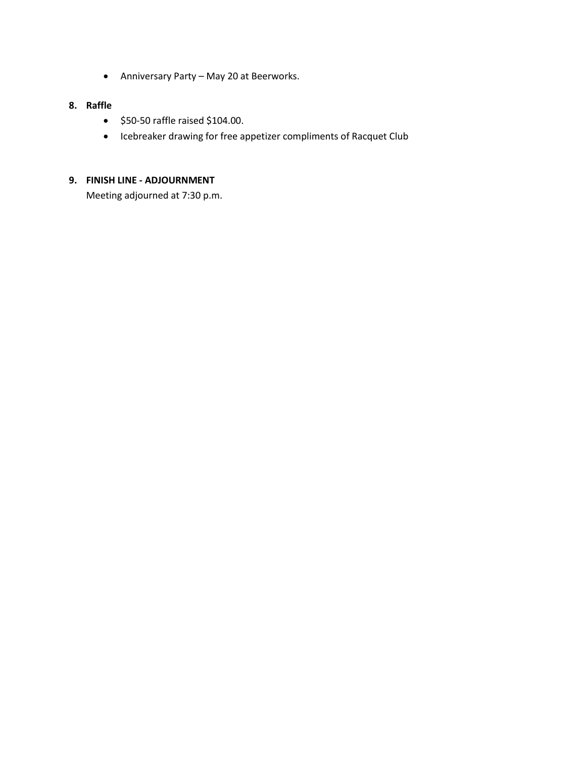- Anniversary Party – May 20 at Beerworks.

**8. Raffle**

- $50-50 raffle raised $104.00.
- Icebreaker drawing for free appetizer compliments of Racquet Club

**9. FINISH LINE - ADJOURNMENT**

Meeting adjourned at 7:30 p.m.